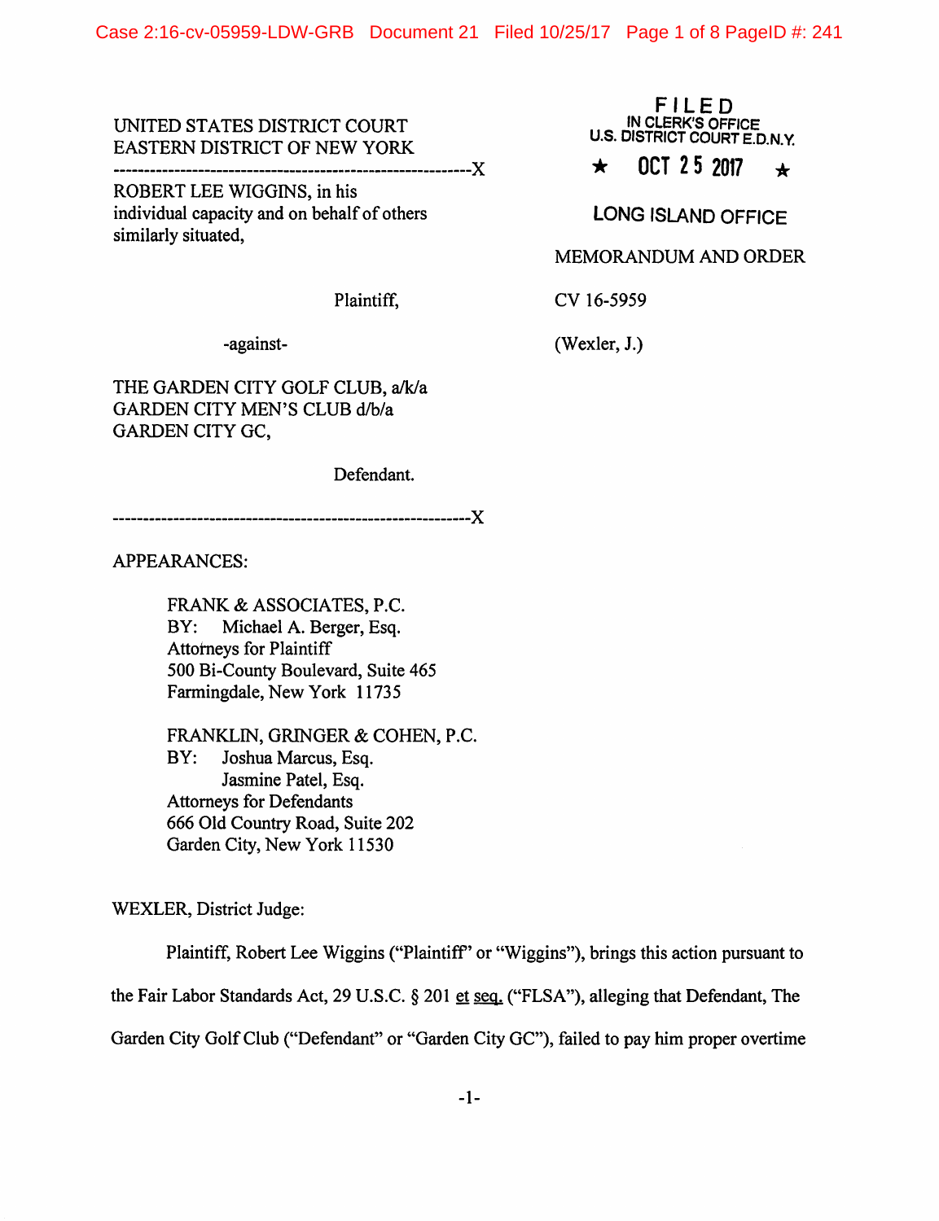UNITED STATES DISTRICT COURT
EASTERN DISTRICT OF NEW YORK

FILED
IN CLERK'S OFFICE
U.S. DISTRICT COURT E.D.N.Y.
★ OCT 25 2017 ★
LONG ISLAND OFFICE

---

ROBERT LEE WIGGINS, in his individual capacity and on behalf of others similarly situated,

Plaintiff,

-against-

THE GARDEN CITY GOLF CLUB, a/k/a GARDEN CITY MEN'S CLUB d/b/a GARDEN CITY GC,

Defendant.

---

MEMORANDUM AND ORDER

CV 16-5959

(Wexler, J.)

APPEARANCES:

FRANK & ASSOCIATES, P.C.
BY: Michael A. Berger, Esq.
Attorneys for Plaintiff
500 Bi-County Boulevard, Suite 465
Farmingdale, New York 11735

FRANKLIN, GRINGER & COHEN, P.C.
BY: Joshua Marcus, Esq.
Jasmine Patel, Esq.
Attorneys for Defendants
666 Old Country Road, Suite 202
Garden City, New York 11530

WEXLER, District Judge:

Plaintiff, Robert Lee Wiggins ("Plaintiff" or "Wiggins"), brings this action pursuant to the Fair Labor Standards Act, 29 U.S.C. § 201 et seq. ("FLSA"), alleging that Defendant, The Garden City Golf Club ("Defendant" or "Garden City GC"), failed to pay him proper overtime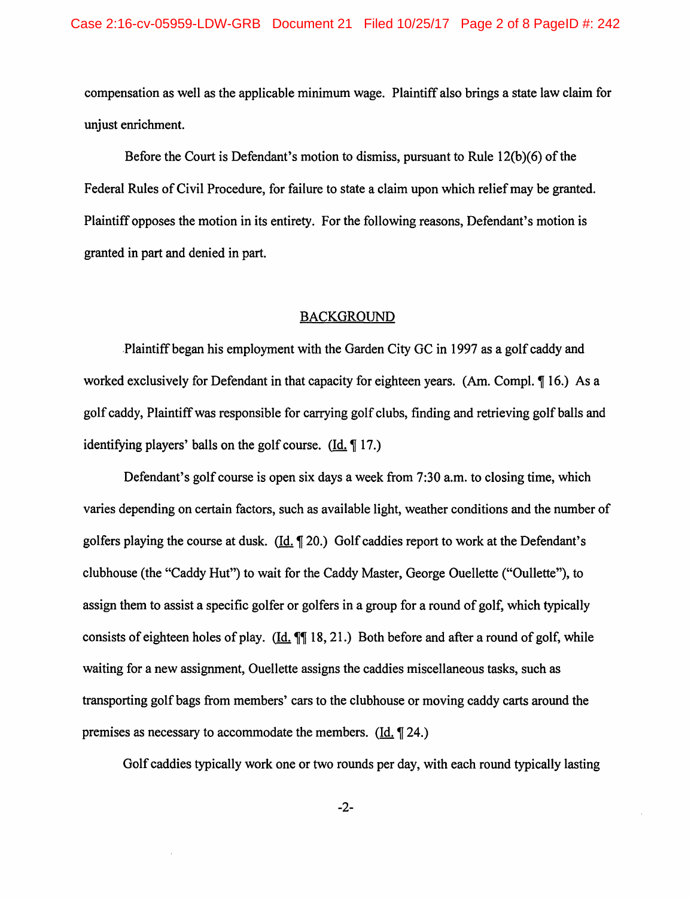compensation as well as the applicable minimum wage. Plaintiff also brings a state law claim for unjust enrichment.

Before the Court is Defendant's motion to dismiss, pursuant to Rule 12(b)(6) of the Federal Rules of Civil Procedure, for failure to state a claim upon which relief may be granted. Plaintiff opposes the motion in its entirety. For the following reasons, Defendant's motion is granted in part and denied in part.

## BACKGROUND

Plaintiff began his employment with the Garden City GC in 1997 as a golf caddy and worked exclusively for Defendant in that capacity for eighteen years. (Am. Compl. ¶ 16.) As a golf caddy, Plaintiff was responsible for carrying golf clubs, finding and retrieving golf balls and identifying players' balls on the golf course. (Id. ¶ 17.)

Defendant's golf course is open six days a week from 7:30 a.m. to closing time, which varies depending on certain factors, such as available light, weather conditions and the number of golfers playing the course at dusk. (Id. ¶ 20.) Golf caddies report to work at the Defendant's clubhouse (the "Caddy Hut") to wait for the Caddy Master, George Ouellette ("Oullette"), to assign them to assist a specific golfer or golfers in a group for a round of golf, which typically consists of eighteen holes of play. (Id. ¶¶ 18, 21.) Both before and after a round of golf, while waiting for a new assignment, Ouellette assigns the caddies miscellaneous tasks, such as transporting golf bags from members' cars to the clubhouse or moving caddy carts around the premises as necessary to accommodate the members. (Id. ¶ 24.)

Golf caddies typically work one or two rounds per day, with each round typically lasting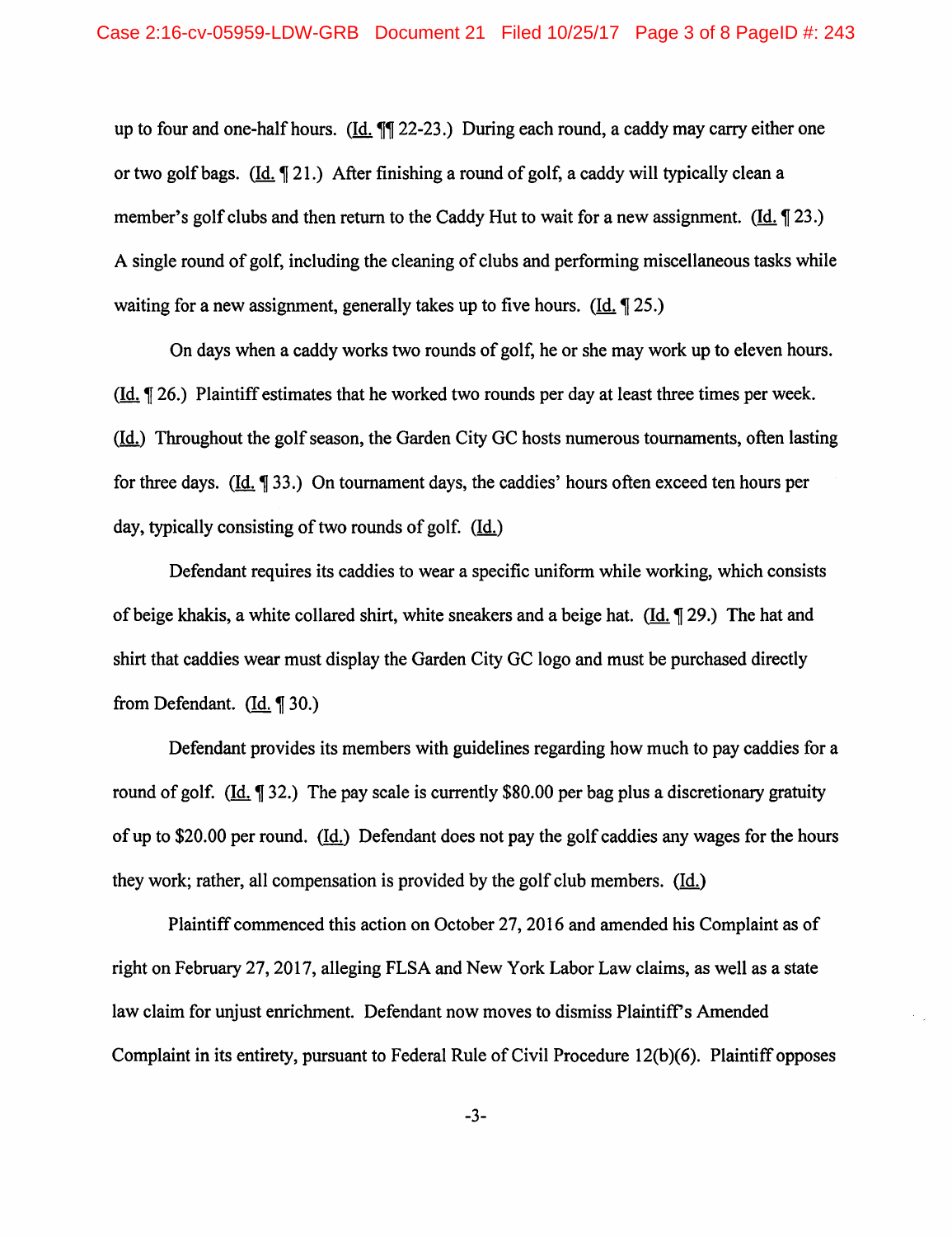up to four and one-half hours. (Id. ¶¶ 22-23.) During each round, a caddy may carry either one or two golf bags. (Id. ¶ 21.) After finishing a round of golf, a caddy will typically clean a member's golf clubs and then return to the Caddy Hut to wait for a new assignment. (Id. ¶ 23.) A single round of golf, including the cleaning of clubs and performing miscellaneous tasks while waiting for a new assignment, generally takes up to five hours. (Id. ¶ 25.)

On days when a caddy works two rounds of golf, he or she may work up to eleven hours. (Id. ¶ 26.) Plaintiff estimates that he worked two rounds per day at least three times per week. (Id.) Throughout the golf season, the Garden City GC hosts numerous tournaments, often lasting for three days. (Id. ¶ 33.) On tournament days, the caddies' hours often exceed ten hours per day, typically consisting of two rounds of golf. (Id.)

Defendant requires its caddies to wear a specific uniform while working, which consists of beige khakis, a white collared shirt, white sneakers and a beige hat. (Id. ¶ 29.) The hat and shirt that caddies wear must display the Garden City GC logo and must be purchased directly from Defendant. (Id. ¶ 30.)

Defendant provides its members with guidelines regarding how much to pay caddies for a round of golf. (Id. ¶ 32.) The pay scale is currently $80.00 per bag plus a discretionary gratuity of up to $20.00 per round. (Id.) Defendant does not pay the golf caddies any wages for the hours they work; rather, all compensation is provided by the golf club members. (Id.)

Plaintiff commenced this action on October 27, 2016 and amended his Complaint as of right on February 27, 2017, alleging FLSA and New York Labor Law claims, as well as a state law claim for unjust enrichment. Defendant now moves to dismiss Plaintiff's Amended Complaint in its entirety, pursuant to Federal Rule of Civil Procedure 12(b)(6). Plaintiff opposes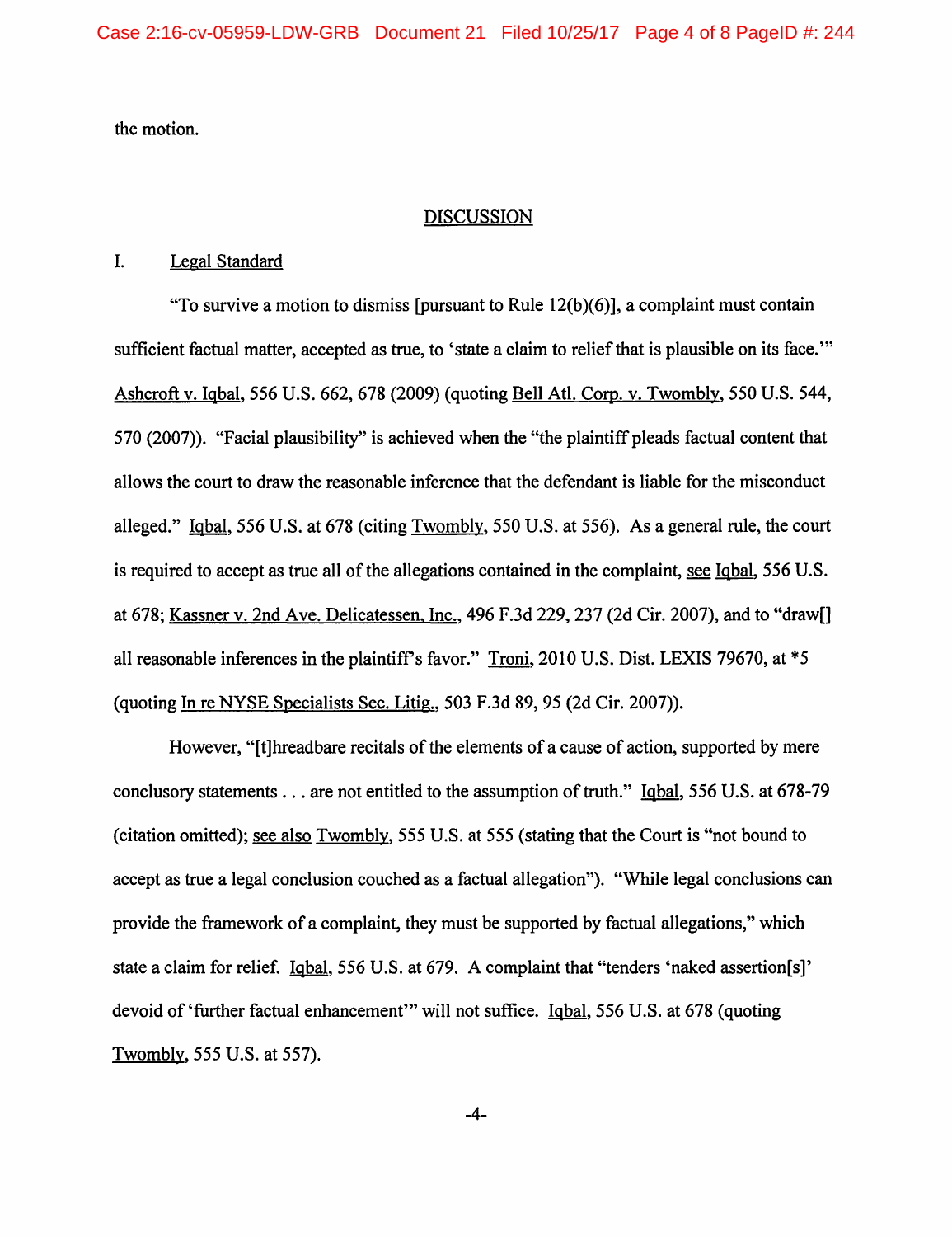the motion.

## DISCUSSION

### I. Legal Standard

"To survive a motion to dismiss [pursuant to Rule 12(b)(6)], a complaint must contain sufficient factual matter, accepted as true, to 'state a claim to relief that is plausible on its face.'" Ashcroft v. Iqbal, 556 U.S. 662, 678 (2009) (quoting Bell Atl. Corp. v. Twombly, 550 U.S. 544, 570 (2007)). "Facial plausibility" is achieved when the "the plaintiff pleads factual content that allows the court to draw the reasonable inference that the defendant is liable for the misconduct alleged." Iqbal, 556 U.S. at 678 (citing Twombly, 550 U.S. at 556). As a general rule, the court is required to accept as true all of the allegations contained in the complaint, see Iqbal, 556 U.S. at 678; Kassner v. 2nd Ave. Delicatessen, Inc., 496 F.3d 229, 237 (2d Cir. 2007), and to "draw[] all reasonable inferences in the plaintiff's favor." Troni, 2010 U.S. Dist. LEXIS 79670, at *5 (quoting In re NYSE Specialists Sec. Litig., 503 F.3d 89, 95 (2d Cir. 2007)).

However, "[t]hreadbare recitals of the elements of a cause of action, supported by mere conclusory statements . . . are not entitled to the assumption of truth." Iqbal, 556 U.S. at 678-79 (citation omitted); see also Twombly, 555 U.S. at 555 (stating that the Court is "not bound to accept as true a legal conclusion couched as a factual allegation"). "While legal conclusions can provide the framework of a complaint, they must be supported by factual allegations," which state a claim for relief. Iqbal, 556 U.S. at 679. A complaint that "tenders 'naked assertion[s]' devoid of 'further factual enhancement'" will not suffice. Iqbal, 556 U.S. at 678 (quoting Twombly, 555 U.S. at 557).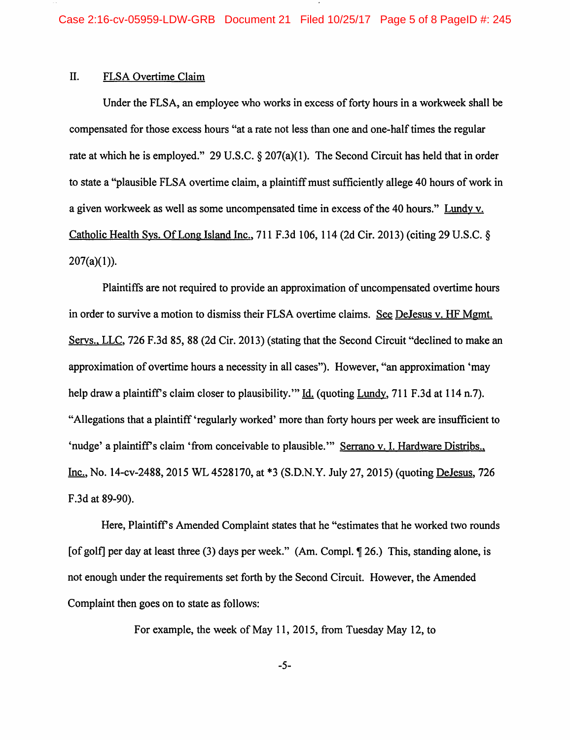## II. FLSA Overtime Claim

Under the FLSA, an employee who works in excess of forty hours in a workweek shall be compensated for those excess hours "at a rate not less than one and one-half times the regular rate at which he is employed." 29 U.S.C. § 207(a)(1). The Second Circuit has held that in order to state a "plausible FLSA overtime claim, a plaintiff must sufficiently allege 40 hours of work in a given workweek as well as some uncompensated time in excess of the 40 hours." Lundy v. Catholic Health Sys. Of Long Island Inc., 711 F.3d 106, 114 (2d Cir. 2013) (citing 29 U.S.C. § 207(a)(1)).

Plaintiffs are not required to provide an approximation of uncompensated overtime hours in order to survive a motion to dismiss their FLSA overtime claims. See DeJesus v. HF Mgmt. Servs., LLC, 726 F.3d 85, 88 (2d Cir. 2013) (stating that the Second Circuit "declined to make an approximation of overtime hours a necessity in all cases"). However, "an approximation 'may help draw a plaintiff's claim closer to plausibility.'" Id. (quoting Lundy, 711 F.3d at 114 n.7). "Allegations that a plaintiff 'regularly worked' more than forty hours per week are insufficient to 'nudge' a plaintiff's claim 'from conceivable to plausible.'" Serrano v. I. Hardware Distribs., Inc., No. 14-cv-2488, 2015 WL 4528170, at *3 (S.D.N.Y. July 27, 2015) (quoting DeJesus, 726 F.3d at 89-90).

Here, Plaintiff's Amended Complaint states that he "estimates that he worked two rounds [of golf] per day at least three (3) days per week." (Am. Compl. ¶ 26.) This, standing alone, is not enough under the requirements set forth by the Second Circuit. However, the Amended Complaint then goes on to state as follows:

> For example, the week of May 11, 2015, from Tuesday May 12, to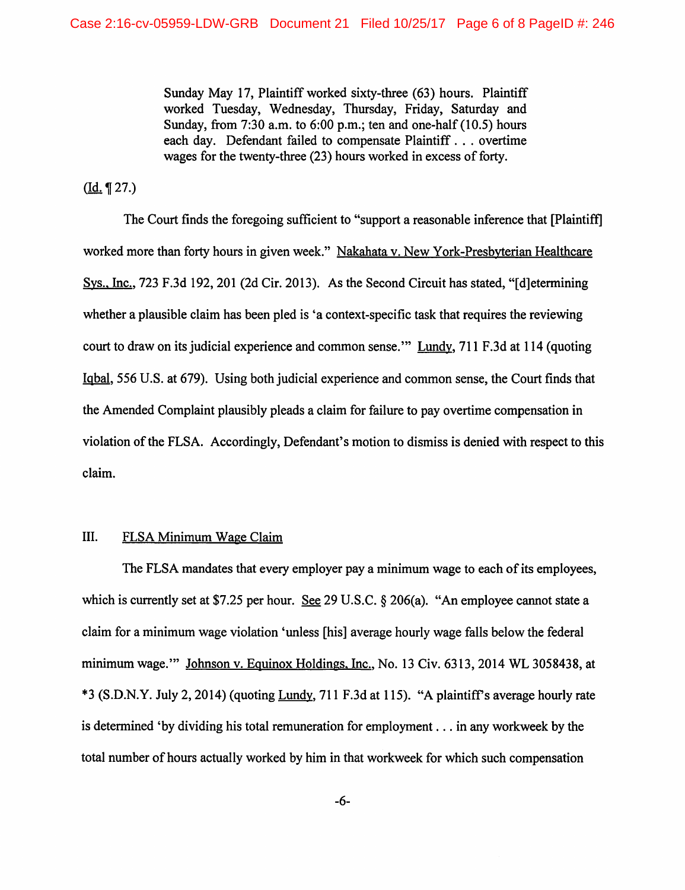> Sunday May 17, Plaintiff worked sixty-three (63) hours. Plaintiff worked Tuesday, Wednesday, Thursday, Friday, Saturday and Sunday, from 7:30 a.m. to 6:00 p.m.; ten and one-half (10.5) hours each day. Defendant failed to compensate Plaintiff . . . overtime wages for the twenty-three (23) hours worked in excess of forty.

(Id. ¶ 27.)

The Court finds the foregoing sufficient to "support a reasonable inference that [Plaintiff] worked more than forty hours in given week." Nakahata v. New York-Presbyterian Healthcare Sys., Inc., 723 F.3d 192, 201 (2d Cir. 2013). As the Second Circuit has stated, "[d]etermining whether a plausible claim has been pled is 'a context-specific task that requires the reviewing court to draw on its judicial experience and common sense.'" Lundy, 711 F.3d at 114 (quoting Iqbal, 556 U.S. at 679). Using both judicial experience and common sense, the Court finds that the Amended Complaint plausibly pleads a claim for failure to pay overtime compensation in violation of the FLSA. Accordingly, Defendant's motion to dismiss is denied with respect to this claim.

## III. FLSA Minimum Wage Claim

The FLSA mandates that every employer pay a minimum wage to each of its employees, which is currently set at $7.25 per hour. See 29 U.S.C. § 206(a). "An employee cannot state a claim for a minimum wage violation 'unless [his] average hourly wage falls below the federal minimum wage.'" Johnson v. Equinox Holdings, Inc., No. 13 Civ. 6313, 2014 WL 3058438, at *3 (S.D.N.Y. July 2, 2014) (quoting Lundy, 711 F.3d at 115). "A plaintiff's average hourly rate is determined 'by dividing his total remuneration for employment . . . in any workweek by the total number of hours actually worked by him in that workweek for which such compensation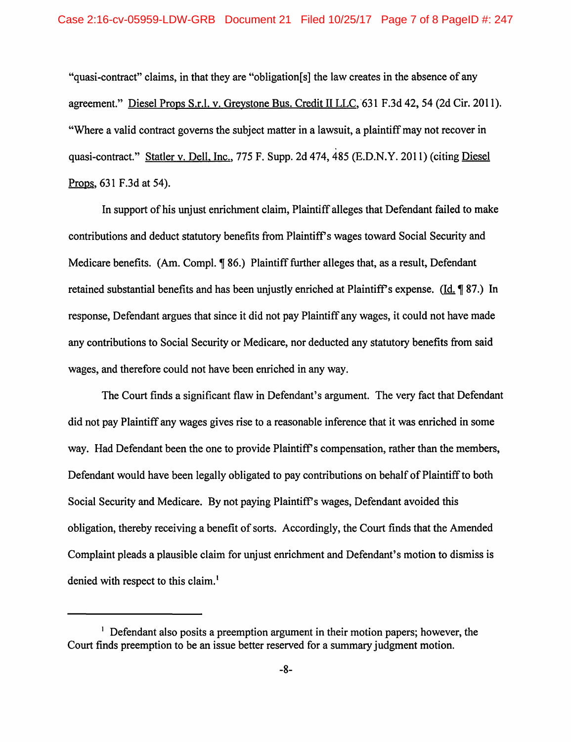"quasi-contract" claims, in that they are "obligation[s] the law creates in the absence of any agreement." Diesel Props S.r.l. v. Greystone Bus. Credit II LLC, 631 F.3d 42, 54 (2d Cir. 2011). "Where a valid contract governs the subject matter in a lawsuit, a plaintiff may not recover in quasi-contract." Statler v. Dell, Inc., 775 F. Supp. 2d 474, 485 (E.D.N.Y. 2011) (citing Diesel Props, 631 F.3d at 54).

In support of his unjust enrichment claim, Plaintiff alleges that Defendant failed to make contributions and deduct statutory benefits from Plaintiff's wages toward Social Security and Medicare benefits. (Am. Compl. ¶ 86.) Plaintiff further alleges that, as a result, Defendant retained substantial benefits and has been unjustly enriched at Plaintiff's expense. (Id. ¶ 87.) In response, Defendant argues that since it did not pay Plaintiff any wages, it could not have made any contributions to Social Security or Medicare, nor deducted any statutory benefits from said wages, and therefore could not have been enriched in any way.

The Court finds a significant flaw in Defendant's argument. The very fact that Defendant did not pay Plaintiff any wages gives rise to a reasonable inference that it was enriched in some way. Had Defendant been the one to provide Plaintiff's compensation, rather than the members, Defendant would have been legally obligated to pay contributions on behalf of Plaintiff to both Social Security and Medicare. By not paying Plaintiff's wages, Defendant avoided this obligation, thereby receiving a benefit of sorts. Accordingly, the Court finds that the Amended Complaint pleads a plausible claim for unjust enrichment and Defendant's motion to dismiss is denied with respect to this claim.[1]

---

[1] Defendant also posits a preemption argument in their motion papers; however, the Court finds preemption to be an issue better reserved for a summary judgment motion.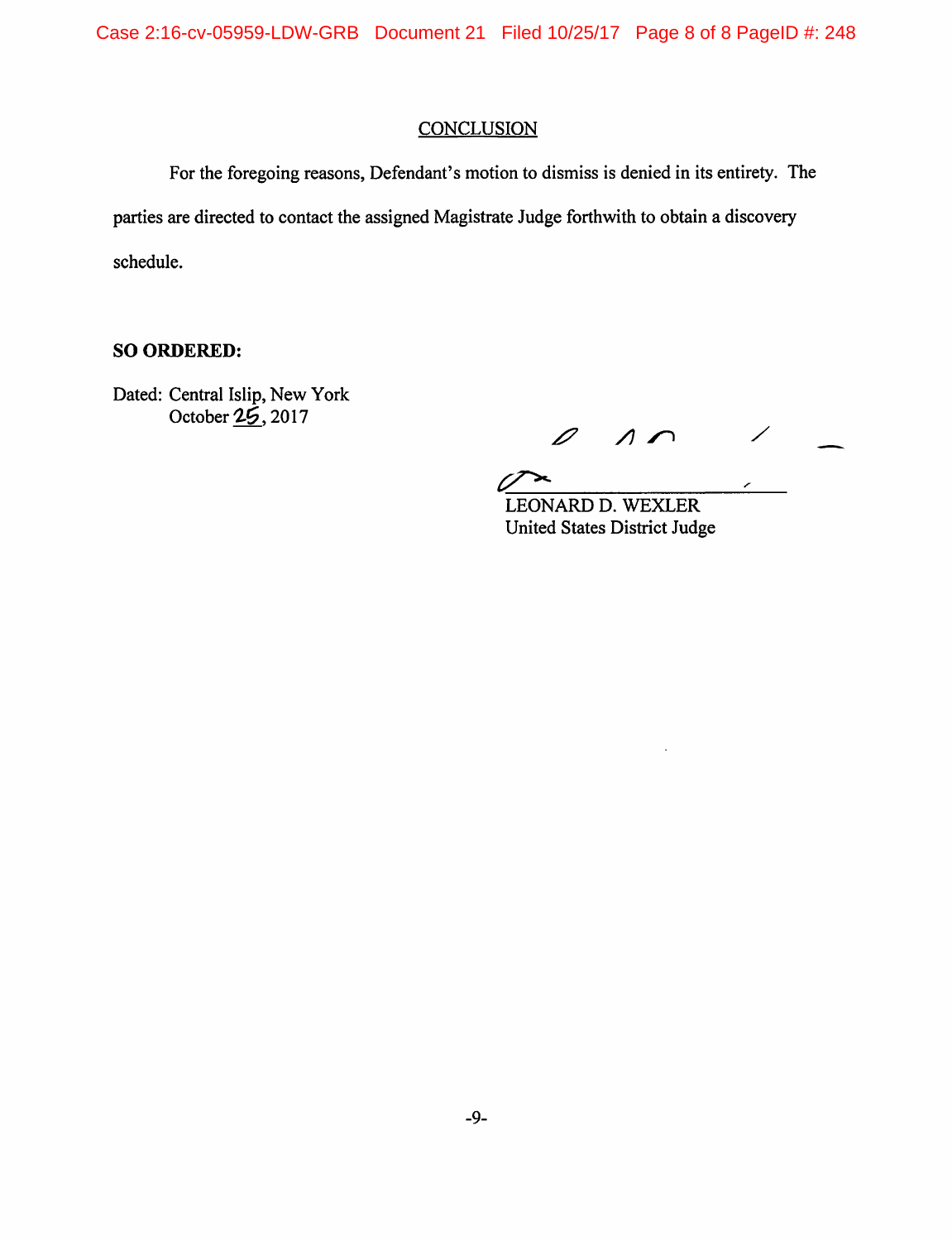## CONCLUSION

For the foregoing reasons, Defendant's motion to dismiss is denied in its entirety. The parties are directed to contact the assigned Magistrate Judge forthwith to obtain a discovery schedule.

**SO ORDERED:**

Dated: Central Islip, New York
October 25, 2017

LEONARD D. WEXLER
United States District Judge